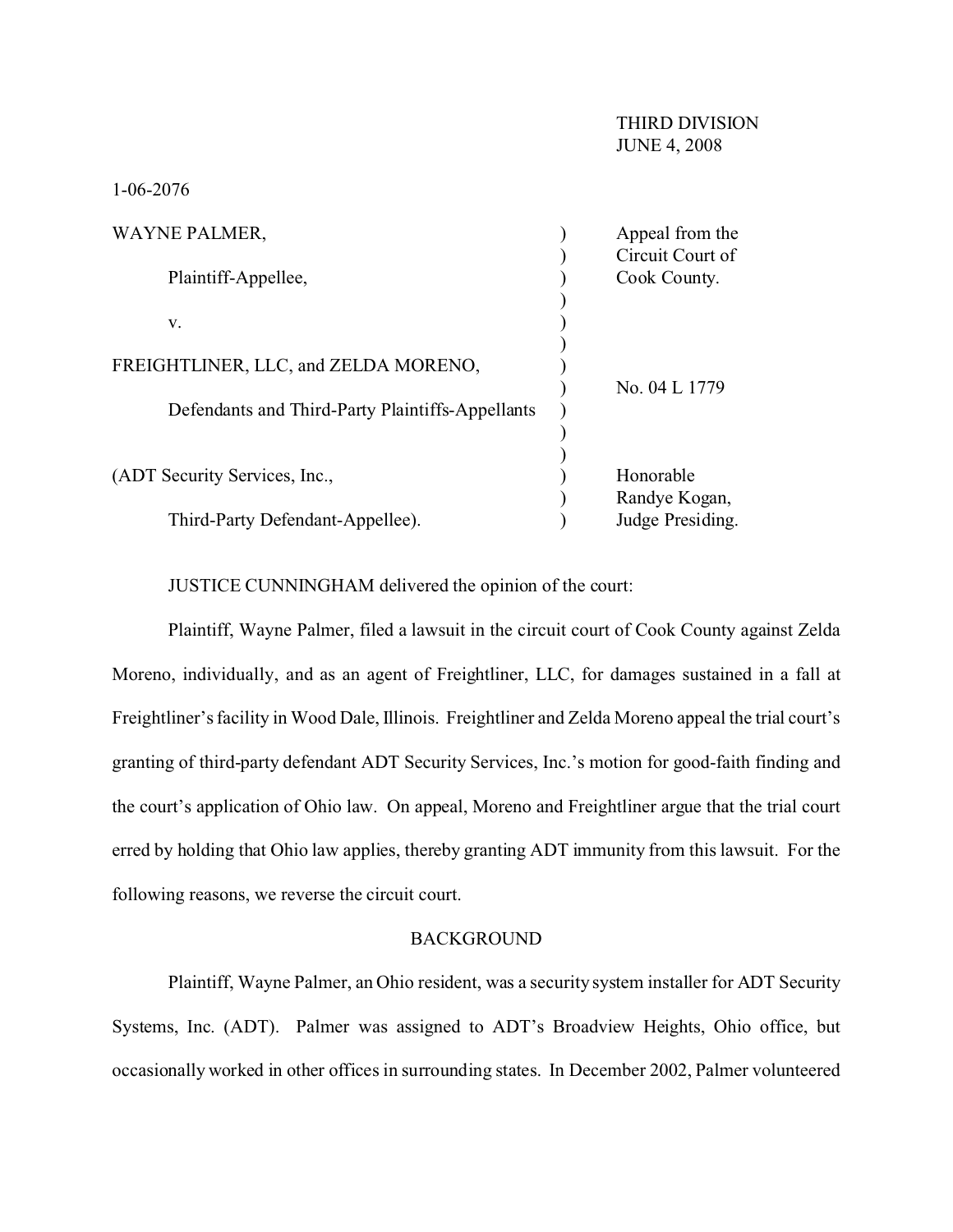THIRD DIVISION
JUNE 4, 2008

1-06-2076

| | | |
|---|---|---|
| WAYNE PALMER, | ) | Appeal from the |
| | ) | Circuit Court of |
| Plaintiff-Appellee, | ) | Cook County. |
| | ) | |
| v. | ) | |
| | ) | |
| FREIGHTLINER, LLC, and ZELDA MORENO, | ) | |
| | ) | No. 04 L 1779 |
| Defendants and Third-Party Plaintiffs-Appellants | ) | |
| | ) | |
| | ) | |
| (ADT Security Services, Inc., | ) | Honorable |
| | ) | Randye Kogan, |
| Third-Party Defendant-Appellee). | ) | Judge Presiding. |

JUSTICE CUNNINGHAM delivered the opinion of the court:

Plaintiff, Wayne Palmer, filed a lawsuit in the circuit court of Cook County against Zelda Moreno, individually, and as an agent of Freightliner, LLC, for damages sustained in a fall at Freightliner's facility in Wood Dale, Illinois. Freightliner and Zelda Moreno appeal the trial court's granting of third-party defendant ADT Security Services, Inc.'s motion for good-faith finding and the court's application of Ohio law. On appeal, Moreno and Freightliner argue that the trial court erred by holding that Ohio law applies, thereby granting ADT immunity from this lawsuit. For the following reasons, we reverse the circuit court.

## BACKGROUND

Plaintiff, Wayne Palmer, an Ohio resident, was a security system installer for ADT Security Systems, Inc. (ADT). Palmer was assigned to ADT's Broadview Heights, Ohio office, but occasionally worked in other offices in surrounding states. In December 2002, Palmer volunteered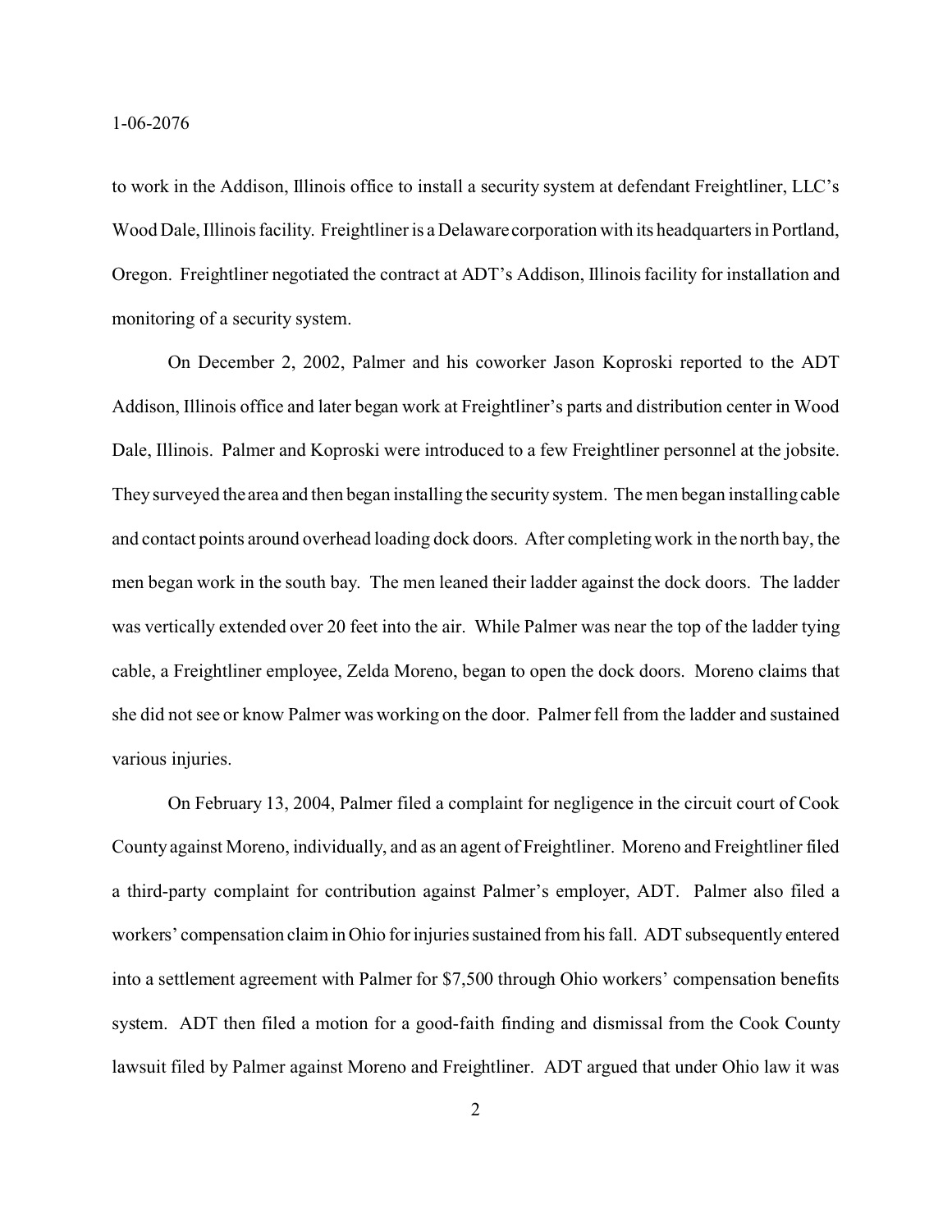to work in the Addison, Illinois office to install a security system at defendant Freightliner, LLC's Wood Dale, Illinois facility. Freightliner is a Delaware corporation with its headquarters in Portland, Oregon. Freightliner negotiated the contract at ADT's Addison, Illinois facility for installation and monitoring of a security system.

On December 2, 2002, Palmer and his coworker Jason Koproski reported to the ADT Addison, Illinois office and later began work at Freightliner's parts and distribution center in Wood Dale, Illinois. Palmer and Koproski were introduced to a few Freightliner personnel at the jobsite. They surveyed the area and then began installing the security system. The men began installing cable and contact points around overhead loading dock doors. After completing work in the north bay, the men began work in the south bay. The men leaned their ladder against the dock doors. The ladder was vertically extended over 20 feet into the air. While Palmer was near the top of the ladder tying cable, a Freightliner employee, Zelda Moreno, began to open the dock doors. Moreno claims that she did not see or know Palmer was working on the door. Palmer fell from the ladder and sustained various injuries.

On February 13, 2004, Palmer filed a complaint for negligence in the circuit court of Cook County against Moreno, individually, and as an agent of Freightliner. Moreno and Freightliner filed a third-party complaint for contribution against Palmer's employer, ADT. Palmer also filed a workers' compensation claim in Ohio for injuries sustained from his fall. ADT subsequently entered into a settlement agreement with Palmer for $7,500 through Ohio workers' compensation benefits system. ADT then filed a motion for a good-faith finding and dismissal from the Cook County lawsuit filed by Palmer against Moreno and Freightliner. ADT argued that under Ohio law it was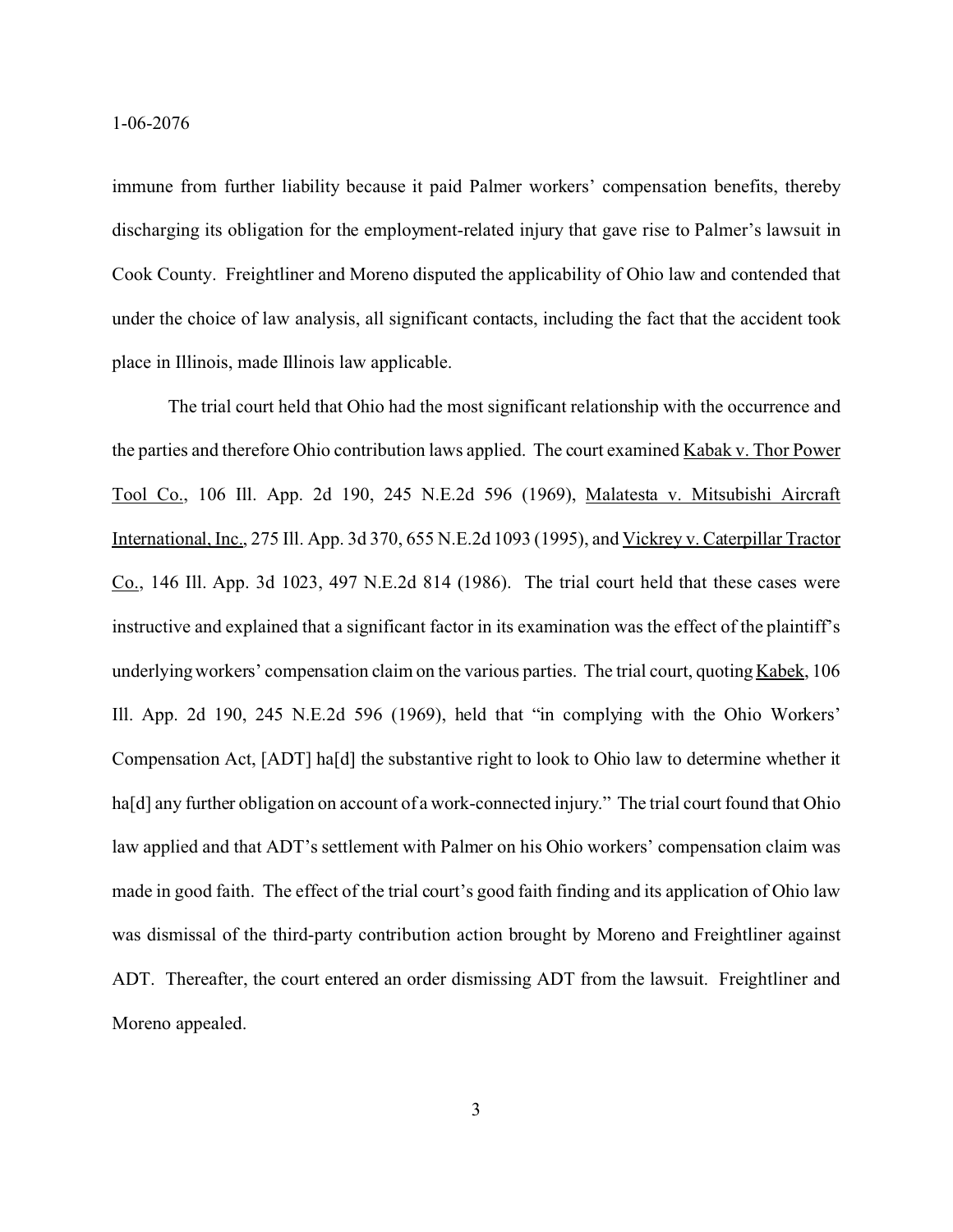immune from further liability because it paid Palmer workers' compensation benefits, thereby discharging its obligation for the employment-related injury that gave rise to Palmer's lawsuit in Cook County. Freightliner and Moreno disputed the applicability of Ohio law and contended that under the choice of law analysis, all significant contacts, including the fact that the accident took place in Illinois, made Illinois law applicable.

The trial court held that Ohio had the most significant relationship with the occurrence and the parties and therefore Ohio contribution laws applied. The court examined Kabak v. Thor Power Tool Co., 106 Ill. App. 2d 190, 245 N.E.2d 596 (1969), Malatesta v. Mitsubishi Aircraft International, Inc., 275 Ill. App. 3d 370, 655 N.E.2d 1093 (1995), and Vickrey v. Caterpillar Tractor Co., 146 Ill. App. 3d 1023, 497 N.E.2d 814 (1986). The trial court held that these cases were instructive and explained that a significant factor in its examination was the effect of the plaintiff's underlying workers' compensation claim on the various parties. The trial court, quoting Kabek, 106 Ill. App. 2d 190, 245 N.E.2d 596 (1969), held that "in complying with the Ohio Workers' Compensation Act, [ADT] ha[d] the substantive right to look to Ohio law to determine whether it ha[d] any further obligation on account of a work-connected injury." The trial court found that Ohio law applied and that ADT's settlement with Palmer on his Ohio workers' compensation claim was made in good faith. The effect of the trial court's good faith finding and its application of Ohio law was dismissal of the third-party contribution action brought by Moreno and Freightliner against ADT. Thereafter, the court entered an order dismissing ADT from the lawsuit. Freightliner and Moreno appealed.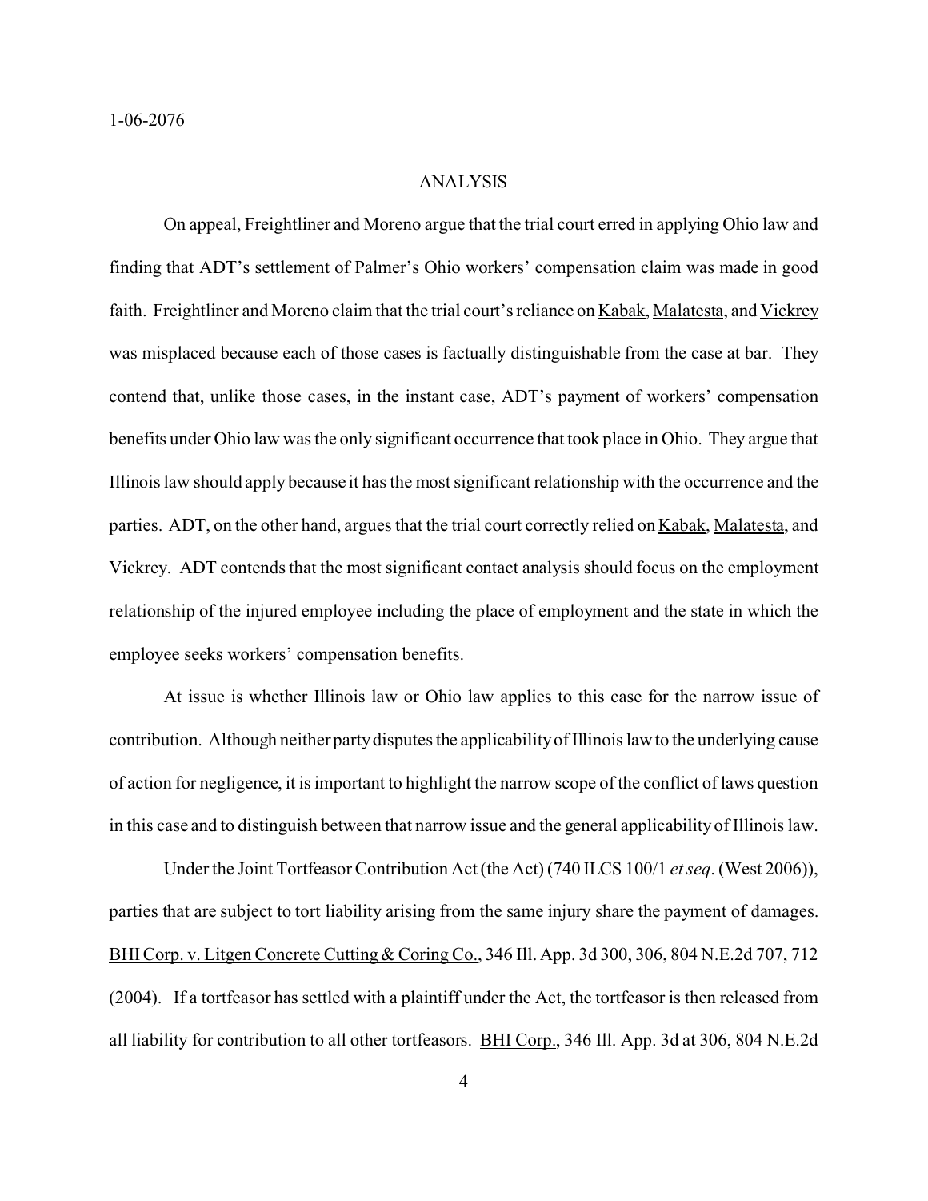## ANALYSIS

On appeal, Freightliner and Moreno argue that the trial court erred in applying Ohio law and finding that ADT's settlement of Palmer's Ohio workers' compensation claim was made in good faith. Freightliner and Moreno claim that the trial court's reliance on Kabak, Malatesta, and Vickrey was misplaced because each of those cases is factually distinguishable from the case at bar. They contend that, unlike those cases, in the instant case, ADT's payment of workers' compensation benefits under Ohio law was the only significant occurrence that took place in Ohio. They argue that Illinois law should apply because it has the most significant relationship with the occurrence and the parties. ADT, on the other hand, argues that the trial court correctly relied on Kabak, Malatesta, and Vickrey. ADT contends that the most significant contact analysis should focus on the employment relationship of the injured employee including the place of employment and the state in which the employee seeks workers' compensation benefits.

At issue is whether Illinois law or Ohio law applies to this case for the narrow issue of contribution. Although neither party disputes the applicability of Illinois law to the underlying cause of action for negligence, it is important to highlight the narrow scope of the conflict of laws question in this case and to distinguish between that narrow issue and the general applicability of Illinois law.

Under the Joint Tortfeasor Contribution Act (the Act) (740 ILCS 100/1 *et seq*. (West 2006)), parties that are subject to tort liability arising from the same injury share the payment of damages. BHI Corp. v. Litgen Concrete Cutting & Coring Co., 346 Ill. App. 3d 300, 306, 804 N.E.2d 707, 712 (2004). If a tortfeasor has settled with a plaintiff under the Act, the tortfeasor is then released from all liability for contribution to all other tortfeasors. BHI Corp., 346 Ill. App. 3d at 306, 804 N.E.2d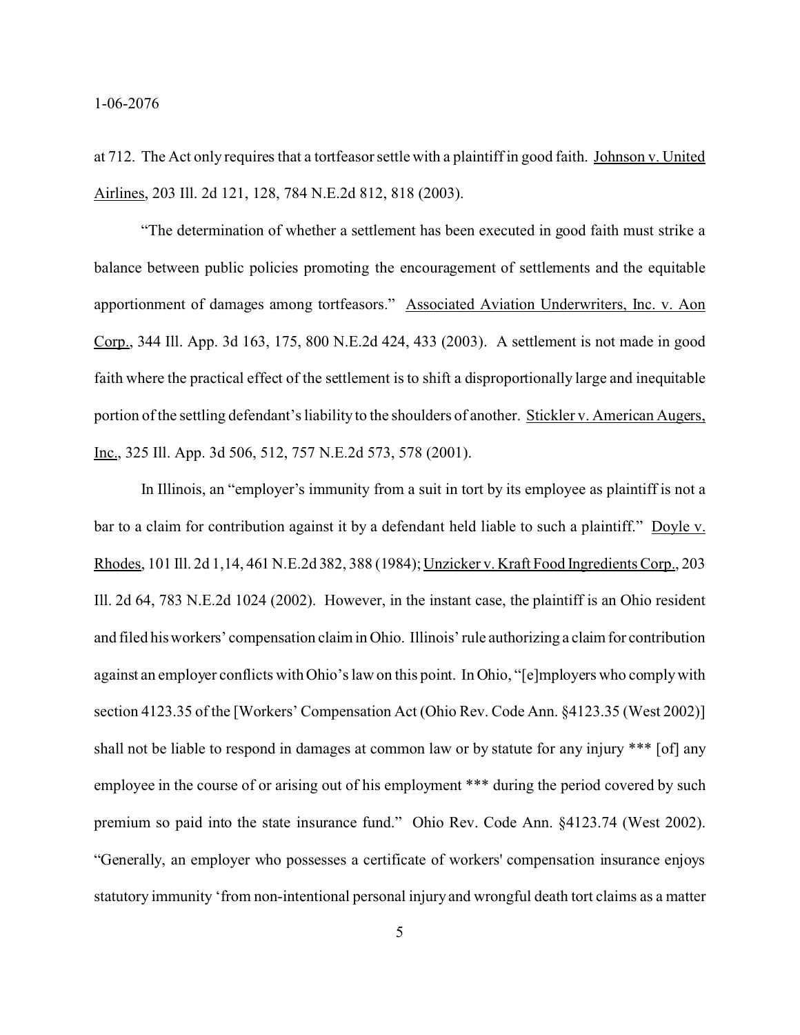at 712. The Act only requires that a tortfeasor settle with a plaintiff in good faith. Johnson v. United Airlines, 203 Ill. 2d 121, 128, 784 N.E.2d 812, 818 (2003).

"The determination of whether a settlement has been executed in good faith must strike a balance between public policies promoting the encouragement of settlements and the equitable apportionment of damages among tortfeasors." Associated Aviation Underwriters, Inc. v. Aon Corp., 344 Ill. App. 3d 163, 175, 800 N.E.2d 424, 433 (2003). A settlement is not made in good faith where the practical effect of the settlement is to shift a disproportionally large and inequitable portion of the settling defendant's liability to the shoulders of another. Stickler v. American Augers, Inc., 325 Ill. App. 3d 506, 512, 757 N.E.2d 573, 578 (2001).

In Illinois, an "employer's immunity from a suit in tort by its employee as plaintiff is not a bar to a claim for contribution against it by a defendant held liable to such a plaintiff." Doyle v. Rhodes, 101 Ill. 2d 1,14, 461 N.E.2d 382, 388 (1984); Unzicker v. Kraft Food Ingredients Corp., 203 Ill. 2d 64, 783 N.E.2d 1024 (2002). However, in the instant case, the plaintiff is an Ohio resident and filed his workers' compensation claim in Ohio. Illinois' rule authorizing a claim for contribution against an employer conflicts with Ohio's law on this point. In Ohio, "[e]mployers who comply with section 4123.35 of the [Workers' Compensation Act (Ohio Rev. Code Ann. §4123.35 (West 2002)] shall not be liable to respond in damages at common law or by statute for any injury *** [of] any employee in the course of or arising out of his employment *** during the period covered by such premium so paid into the state insurance fund." Ohio Rev. Code Ann. §4123.74 (West 2002). "Generally, an employer who possesses a certificate of workers' compensation insurance enjoys statutory immunity 'from non-intentional personal injury and wrongful death tort claims as a matter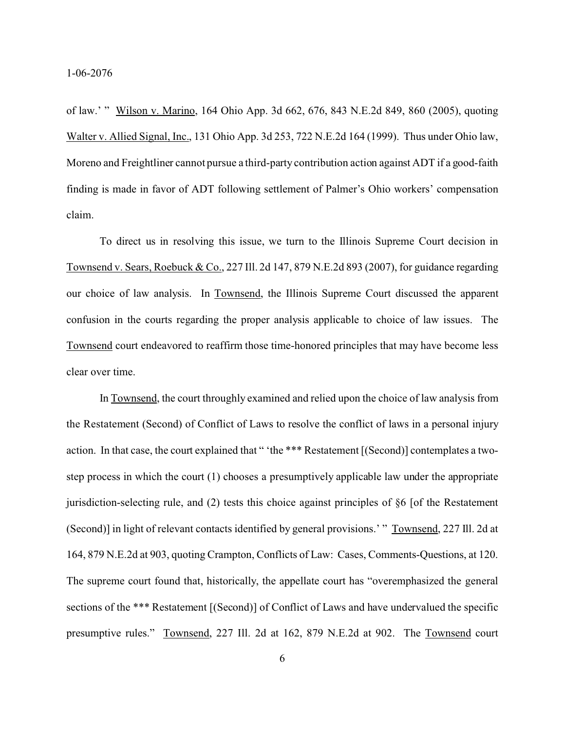of law.' " Wilson v. Marino, 164 Ohio App. 3d 662, 676, 843 N.E.2d 849, 860 (2005), quoting Walter v. Allied Signal, Inc., 131 Ohio App. 3d 253, 722 N.E.2d 164 (1999). Thus under Ohio law, Moreno and Freightliner cannot pursue a third-party contribution action against ADT if a good-faith finding is made in favor of ADT following settlement of Palmer's Ohio workers' compensation claim.

To direct us in resolving this issue, we turn to the Illinois Supreme Court decision in Townsend v. Sears, Roebuck & Co., 227 Ill. 2d 147, 879 N.E.2d 893 (2007), for guidance regarding our choice of law analysis. In Townsend, the Illinois Supreme Court discussed the apparent confusion in the courts regarding the proper analysis applicable to choice of law issues. The Townsend court endeavored to reaffirm those time-honored principles that may have become less clear over time.

In Townsend, the court throughly examined and relied upon the choice of law analysis from the Restatement (Second) of Conflict of Laws to resolve the conflict of laws in a personal injury action. In that case, the court explained that " 'the *** Restatement [(Second)] contemplates a two-step process in which the court (1) chooses a presumptively applicable law under the appropriate jurisdiction-selecting rule, and (2) tests this choice against principles of §6 [of the Restatement (Second)] in light of relevant contacts identified by general provisions.' " Townsend, 227 Ill. 2d at 164, 879 N.E.2d at 903, quoting Crampton, Conflicts of Law: Cases, Comments-Questions, at 120. The supreme court found that, historically, the appellate court has "overemphasized the general sections of the *** Restatement [(Second)] of Conflict of Laws and have undervalued the specific presumptive rules." Townsend, 227 Ill. 2d at 162, 879 N.E.2d at 902. The Townsend court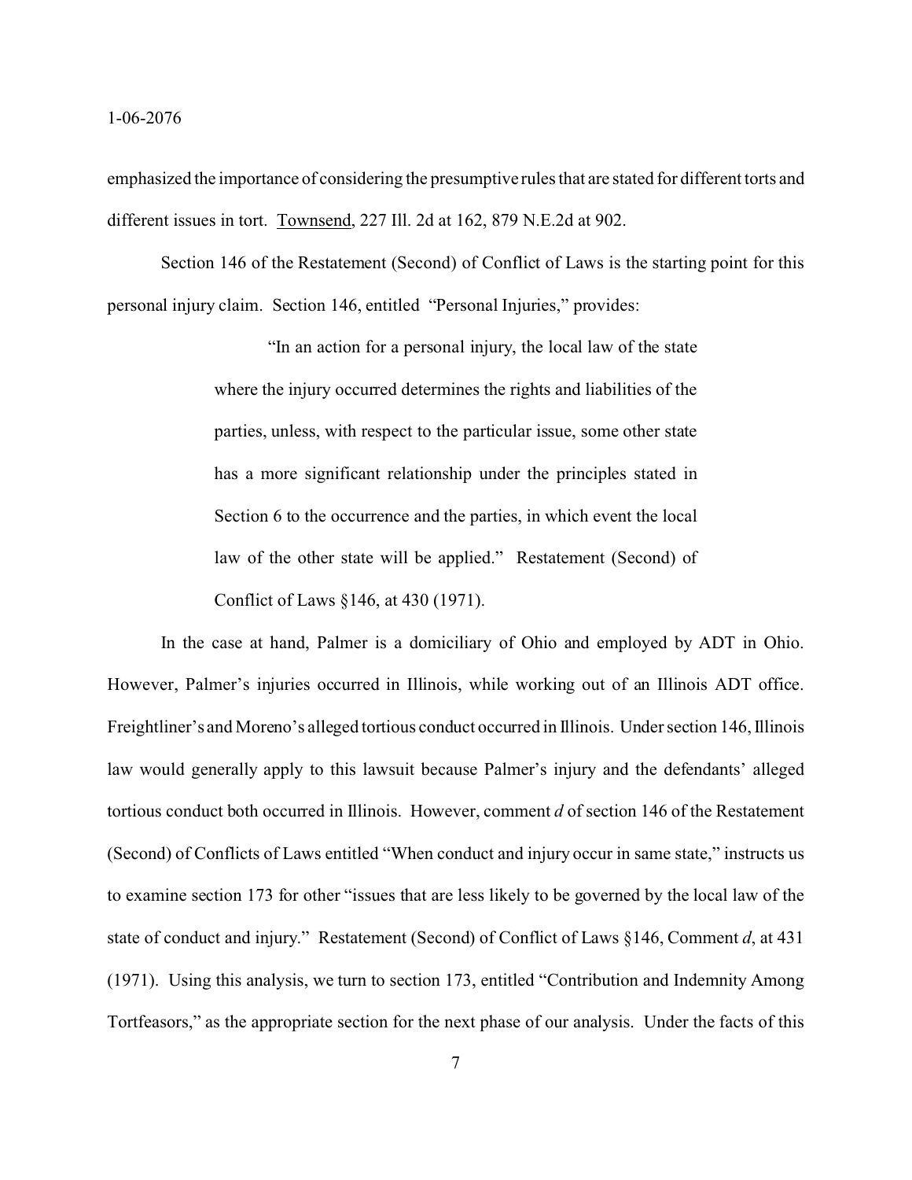emphasized the importance of considering the presumptive rules that are stated for different torts and different issues in tort. Townsend, 227 Ill. 2d at 162, 879 N.E.2d at 902.

Section 146 of the Restatement (Second) of Conflict of Laws is the starting point for this personal injury claim. Section 146, entitled "Personal Injuries," provides:

> "In an action for a personal injury, the local law of the state where the injury occurred determines the rights and liabilities of the parties, unless, with respect to the particular issue, some other state has a more significant relationship under the principles stated in Section 6 to the occurrence and the parties, in which event the local law of the other state will be applied." Restatement (Second) of Conflict of Laws §146, at 430 (1971).

In the case at hand, Palmer is a domiciliary of Ohio and employed by ADT in Ohio. However, Palmer's injuries occurred in Illinois, while working out of an Illinois ADT office. Freightliner's and Moreno's alleged tortious conduct occurred in Illinois. Under section 146, Illinois law would generally apply to this lawsuit because Palmer's injury and the defendants' alleged tortious conduct both occurred in Illinois. However, comment *d* of section 146 of the Restatement (Second) of Conflicts of Laws entitled "When conduct and injury occur in same state," instructs us to examine section 173 for other "issues that are less likely to be governed by the local law of the state of conduct and injury." Restatement (Second) of Conflict of Laws §146, Comment *d*, at 431 (1971). Using this analysis, we turn to section 173, entitled "Contribution and Indemnity Among Tortfeasors," as the appropriate section for the next phase of our analysis. Under the facts of this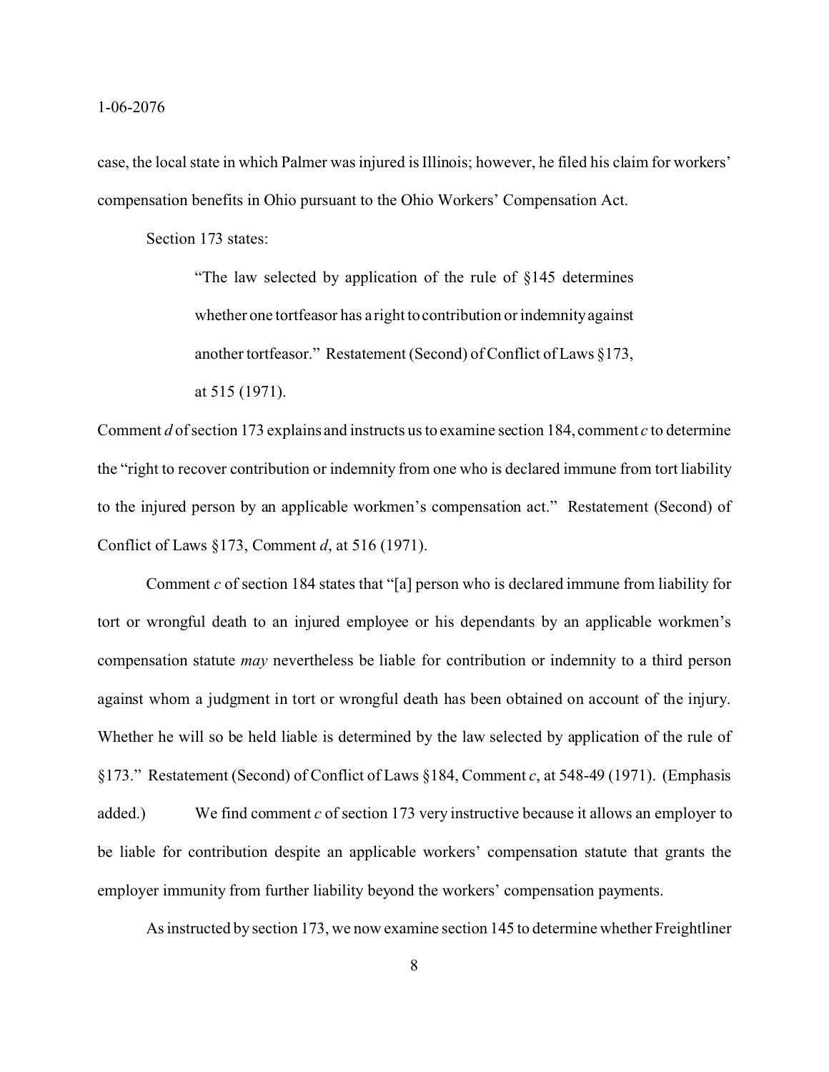case, the local state in which Palmer was injured is Illinois; however, he filed his claim for workers' compensation benefits in Ohio pursuant to the Ohio Workers' Compensation Act.

Section 173 states:

> "The law selected by application of the rule of §145 determines whether one tortfeasor has a right to contribution or indemnity against another tortfeasor." Restatement (Second) of Conflict of Laws §173, at 515 (1971).

Comment *d* of section 173 explains and instructs us to examine section 184, comment *c* to determine the "right to recover contribution or indemnity from one who is declared immune from tort liability to the injured person by an applicable workmen's compensation act." Restatement (Second) of Conflict of Laws §173, Comment *d*, at 516 (1971).

Comment *c* of section 184 states that "[a] person who is declared immune from liability for tort or wrongful death to an injured employee or his dependants by an applicable workmen's compensation statute *may* nevertheless be liable for contribution or indemnity to a third person against whom a judgment in tort or wrongful death has been obtained on account of the injury. Whether he will so be held liable is determined by the law selected by application of the rule of §173." Restatement (Second) of Conflict of Laws §184, Comment *c*, at 548-49 (1971). (Emphasis added.) We find comment *c* of section 173 very instructive because it allows an employer to be liable for contribution despite an applicable workers' compensation statute that grants the employer immunity from further liability beyond the workers' compensation payments.

As instructed by section 173, we now examine section 145 to determine whether Freightliner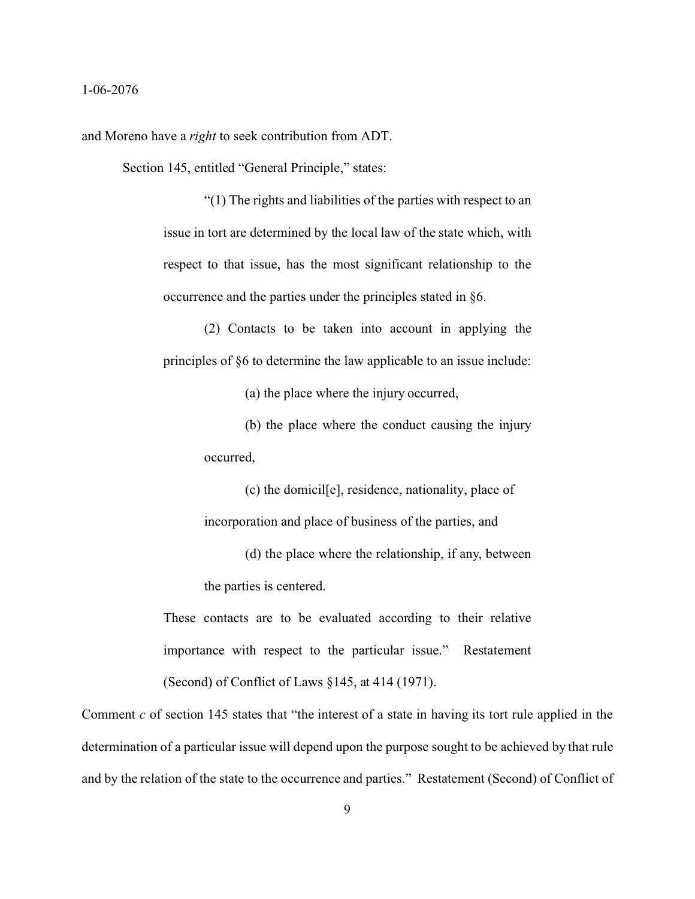and Moreno have a *right* to seek contribution from ADT.

Section 145, entitled "General Principle," states:

> "(1) The rights and liabilities of the parties with respect to an issue in tort are determined by the local law of the state which, with respect to that issue, has the most significant relationship to the occurrence and the parties under the principles stated in §6.
>
> (2) Contacts to be taken into account in applying the principles of §6 to determine the law applicable to an issue include:
>
> (a) the place where the injury occurred,
>
> (b) the place where the conduct causing the injury occurred,
>
> (c) the domicil[e], residence, nationality, place of incorporation and place of business of the parties, and
>
> (d) the place where the relationship, if any, between the parties is centered.
>
> These contacts are to be evaluated according to their relative importance with respect to the particular issue." Restatement (Second) of Conflict of Laws §145, at 414 (1971).

Comment *c* of section 145 states that "the interest of a state in having its tort rule applied in the determination of a particular issue will depend upon the purpose sought to be achieved by that rule and by the relation of the state to the occurrence and parties." Restatement (Second) of Conflict of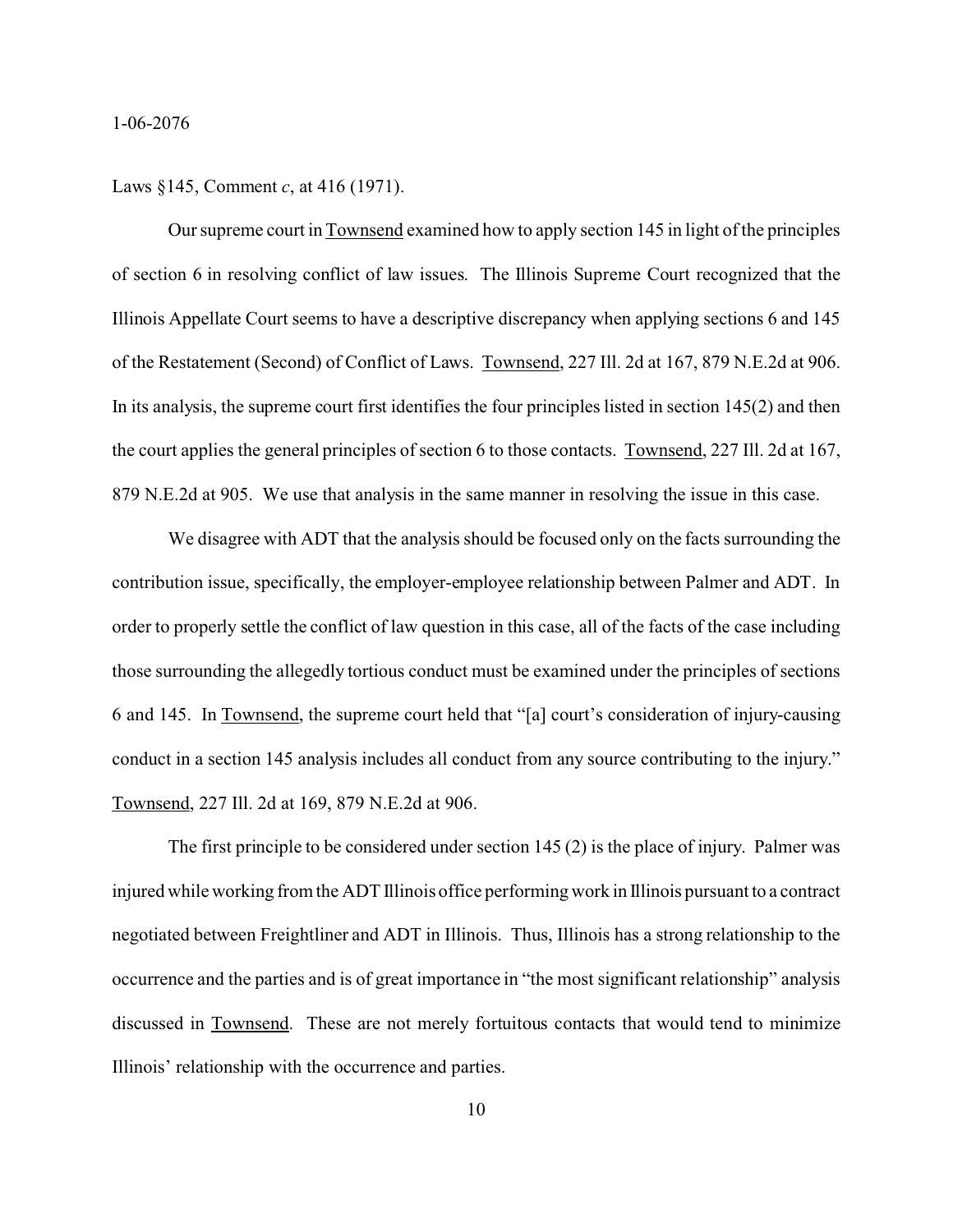Laws §145, Comment *c*, at 416 (1971).

Our supreme court in Townsend examined how to apply section 145 in light of the principles of section 6 in resolving conflict of law issues. The Illinois Supreme Court recognized that the Illinois Appellate Court seems to have a descriptive discrepancy when applying sections 6 and 145 of the Restatement (Second) of Conflict of Laws. Townsend, 227 Ill. 2d at 167, 879 N.E.2d at 906. In its analysis, the supreme court first identifies the four principles listed in section 145(2) and then the court applies the general principles of section 6 to those contacts. Townsend, 227 Ill. 2d at 167, 879 N.E.2d at 905. We use that analysis in the same manner in resolving the issue in this case.

We disagree with ADT that the analysis should be focused only on the facts surrounding the contribution issue, specifically, the employer-employee relationship between Palmer and ADT. In order to properly settle the conflict of law question in this case, all of the facts of the case including those surrounding the allegedly tortious conduct must be examined under the principles of sections 6 and 145. In Townsend, the supreme court held that "[a] court's consideration of injury-causing conduct in a section 145 analysis includes all conduct from any source contributing to the injury." Townsend, 227 Ill. 2d at 169, 879 N.E.2d at 906.

The first principle to be considered under section 145 (2) is the place of injury. Palmer was injured while working from the ADT Illinois office performing work in Illinois pursuant to a contract negotiated between Freightliner and ADT in Illinois. Thus, Illinois has a strong relationship to the occurrence and the parties and is of great importance in "the most significant relationship" analysis discussed in Townsend. These are not merely fortuitous contacts that would tend to minimize Illinois' relationship with the occurrence and parties.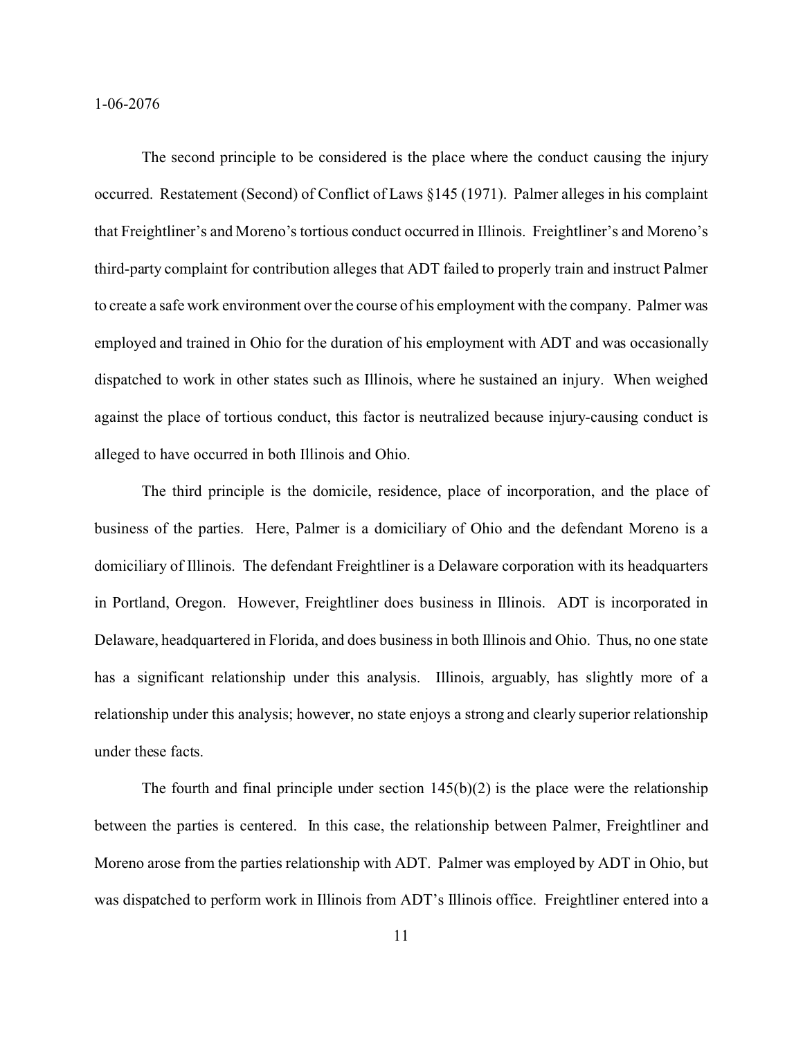The second principle to be considered is the place where the conduct causing the injury occurred. Restatement (Second) of Conflict of Laws §145 (1971). Palmer alleges in his complaint that Freightliner's and Moreno's tortious conduct occurred in Illinois. Freightliner's and Moreno's third-party complaint for contribution alleges that ADT failed to properly train and instruct Palmer to create a safe work environment over the course of his employment with the company. Palmer was employed and trained in Ohio for the duration of his employment with ADT and was occasionally dispatched to work in other states such as Illinois, where he sustained an injury. When weighed against the place of tortious conduct, this factor is neutralized because injury-causing conduct is alleged to have occurred in both Illinois and Ohio.

The third principle is the domicile, residence, place of incorporation, and the place of business of the parties. Here, Palmer is a domiciliary of Ohio and the defendant Moreno is a domiciliary of Illinois. The defendant Freightliner is a Delaware corporation with its headquarters in Portland, Oregon. However, Freightliner does business in Illinois. ADT is incorporated in Delaware, headquartered in Florida, and does business in both Illinois and Ohio. Thus, no one state has a significant relationship under this analysis. Illinois, arguably, has slightly more of a relationship under this analysis; however, no state enjoys a strong and clearly superior relationship under these facts.

The fourth and final principle under section 145(b)(2) is the place were the relationship between the parties is centered. In this case, the relationship between Palmer, Freightliner and Moreno arose from the parties relationship with ADT. Palmer was employed by ADT in Ohio, but was dispatched to perform work in Illinois from ADT's Illinois office. Freightliner entered into a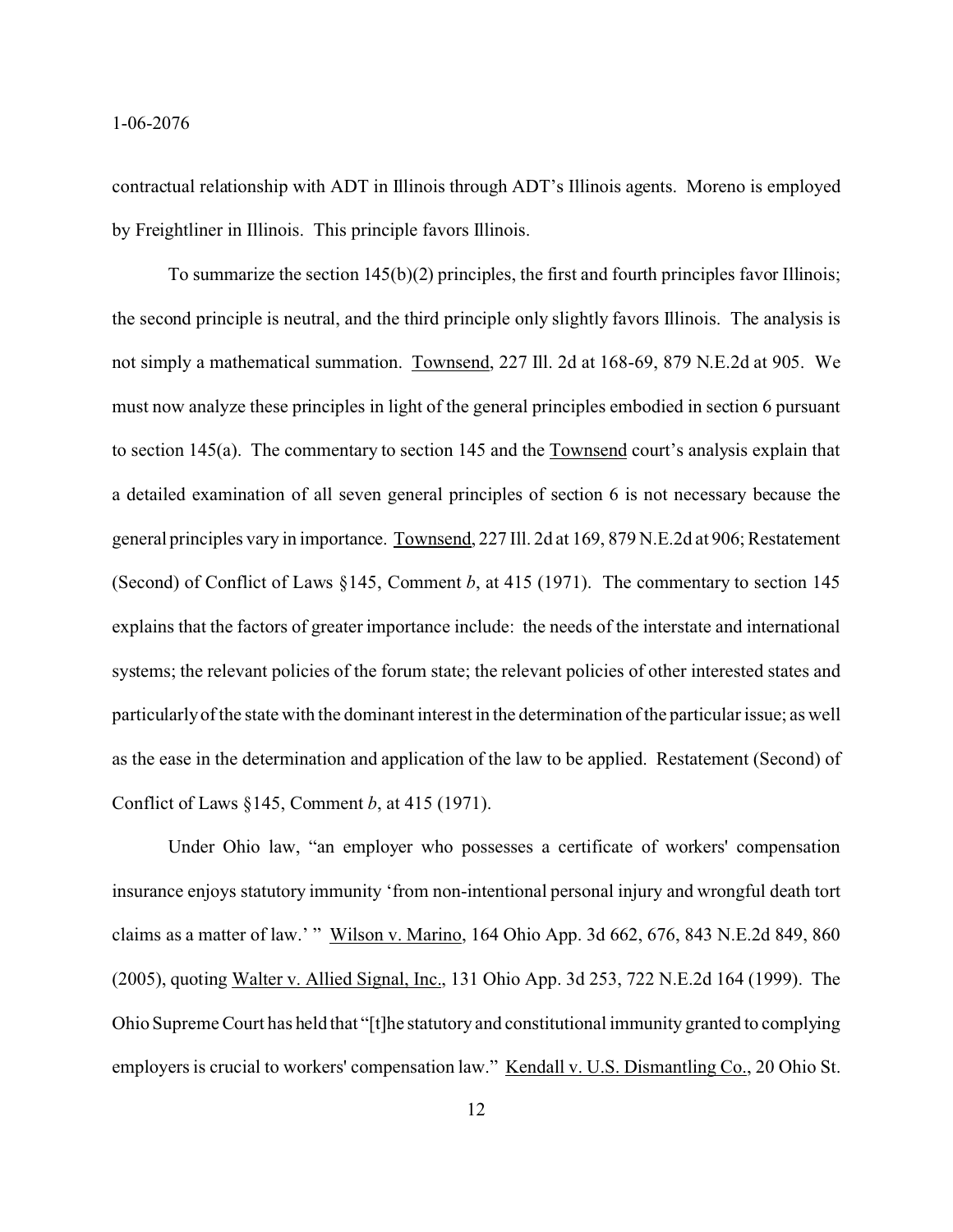contractual relationship with ADT in Illinois through ADT's Illinois agents. Moreno is employed by Freightliner in Illinois. This principle favors Illinois.

To summarize the section 145(b)(2) principles, the first and fourth principles favor Illinois; the second principle is neutral, and the third principle only slightly favors Illinois. The analysis is not simply a mathematical summation. Townsend, 227 Ill. 2d at 168-69, 879 N.E.2d at 905. We must now analyze these principles in light of the general principles embodied in section 6 pursuant to section 145(a). The commentary to section 145 and the Townsend court's analysis explain that a detailed examination of all seven general principles of section 6 is not necessary because the general principles vary in importance. Townsend, 227 Ill. 2d at 169, 879 N.E.2d at 906; Restatement (Second) of Conflict of Laws §145, Comment *b*, at 415 (1971). The commentary to section 145 explains that the factors of greater importance include: the needs of the interstate and international systems; the relevant policies of the forum state; the relevant policies of other interested states and particularly of the state with the dominant interest in the determination of the particular issue; as well as the ease in the determination and application of the law to be applied. Restatement (Second) of Conflict of Laws §145, Comment *b*, at 415 (1971).

Under Ohio law, "an employer who possesses a certificate of workers' compensation insurance enjoys statutory immunity 'from non-intentional personal injury and wrongful death tort claims as a matter of law.' " Wilson v. Marino, 164 Ohio App. 3d 662, 676, 843 N.E.2d 849, 860 (2005), quoting Walter v. Allied Signal, Inc., 131 Ohio App. 3d 253, 722 N.E.2d 164 (1999). The Ohio Supreme Court has held that "[t]he statutory and constitutional immunity granted to complying employers is crucial to workers' compensation law." Kendall v. U.S. Dismantling Co., 20 Ohio St.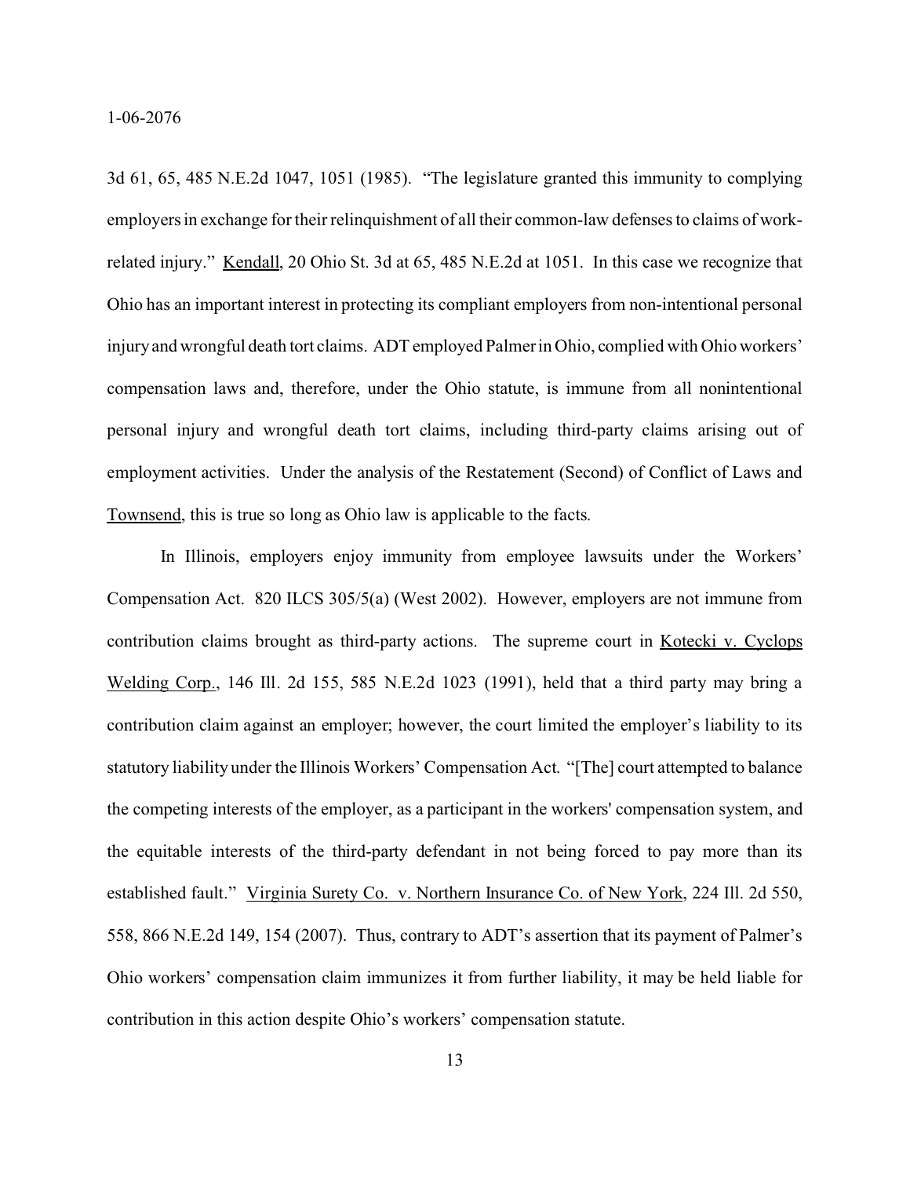3d 61, 65, 485 N.E.2d 1047, 1051 (1985). "The legislature granted this immunity to complying employers in exchange for their relinquishment of all their common-law defenses to claims of work-related injury." Kendall, 20 Ohio St. 3d at 65, 485 N.E.2d at 1051. In this case we recognize that Ohio has an important interest in protecting its compliant employers from non-intentional personal injury and wrongful death tort claims. ADT employed Palmer in Ohio, complied with Ohio workers' compensation laws and, therefore, under the Ohio statute, is immune from all nonintentional personal injury and wrongful death tort claims, including third-party claims arising out of employment activities. Under the analysis of the Restatement (Second) of Conflict of Laws and Townsend, this is true so long as Ohio law is applicable to the facts.

In Illinois, employers enjoy immunity from employee lawsuits under the Workers' Compensation Act. 820 ILCS 305/5(a) (West 2002). However, employers are not immune from contribution claims brought as third-party actions. The supreme court in Kotecki v. Cyclops Welding Corp., 146 Ill. 2d 155, 585 N.E.2d 1023 (1991), held that a third party may bring a contribution claim against an employer; however, the court limited the employer's liability to its statutory liability under the Illinois Workers' Compensation Act. "[The] court attempted to balance the competing interests of the employer, as a participant in the workers' compensation system, and the equitable interests of the third-party defendant in not being forced to pay more than its established fault." Virginia Surety Co. v. Northern Insurance Co. of New York, 224 Ill. 2d 550, 558, 866 N.E.2d 149, 154 (2007). Thus, contrary to ADT's assertion that its payment of Palmer's Ohio workers' compensation claim immunizes it from further liability, it may be held liable for contribution in this action despite Ohio's workers' compensation statute.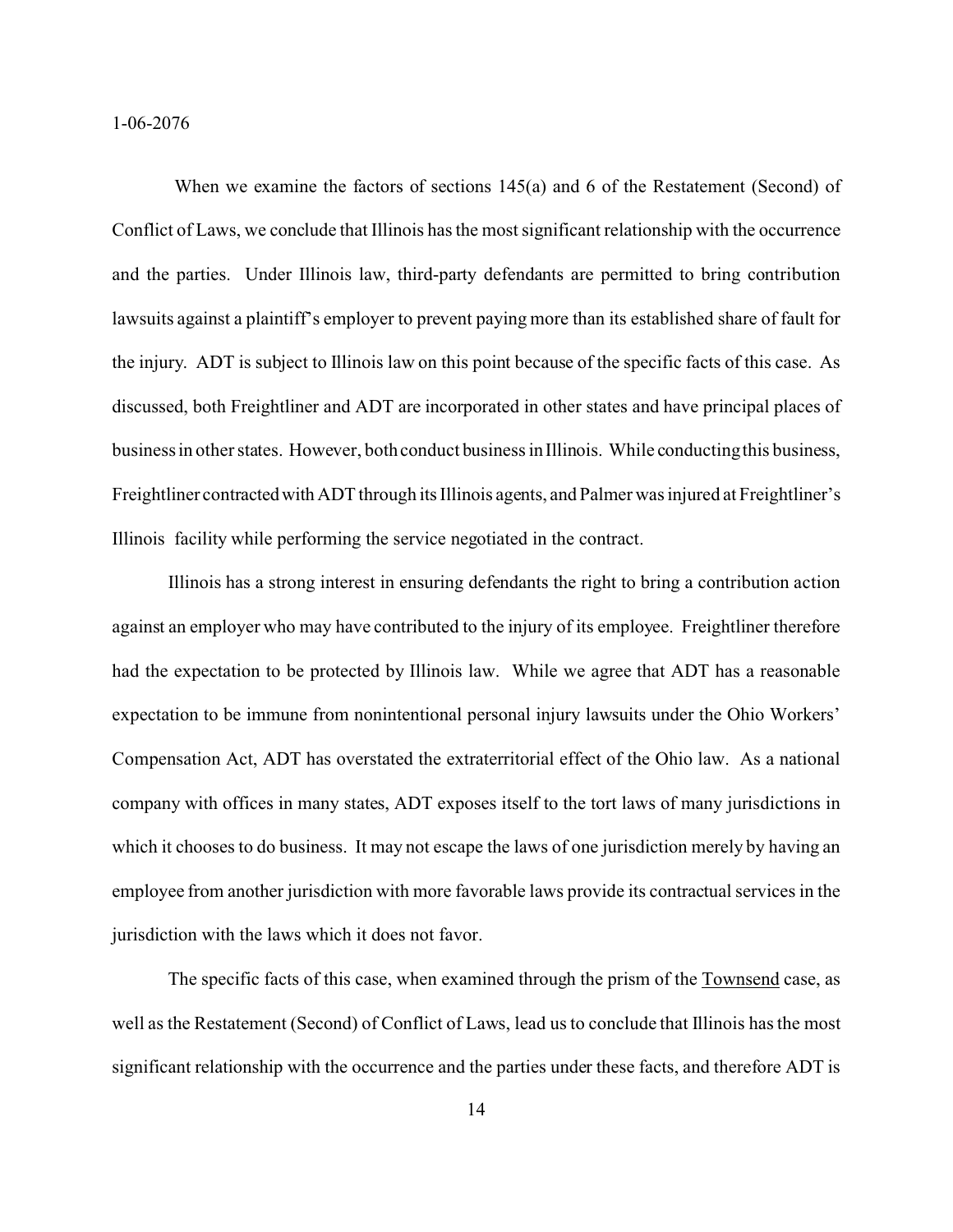When we examine the factors of sections 145(a) and 6 of the Restatement (Second) of Conflict of Laws, we conclude that Illinois has the most significant relationship with the occurrence and the parties. Under Illinois law, third-party defendants are permitted to bring contribution lawsuits against a plaintiff's employer to prevent paying more than its established share of fault for the injury. ADT is subject to Illinois law on this point because of the specific facts of this case. As discussed, both Freightliner and ADT are incorporated in other states and have principal places of business in other states. However, both conduct business in Illinois. While conducting this business, Freightliner contracted with ADT through its Illinois agents, and Palmer was injured at Freightliner's Illinois facility while performing the service negotiated in the contract.

Illinois has a strong interest in ensuring defendants the right to bring a contribution action against an employer who may have contributed to the injury of its employee. Freightliner therefore had the expectation to be protected by Illinois law. While we agree that ADT has a reasonable expectation to be immune from nonintentional personal injury lawsuits under the Ohio Workers' Compensation Act, ADT has overstated the extraterritorial effect of the Ohio law. As a national company with offices in many states, ADT exposes itself to the tort laws of many jurisdictions in which it chooses to do business. It may not escape the laws of one jurisdiction merely by having an employee from another jurisdiction with more favorable laws provide its contractual services in the jurisdiction with the laws which it does not favor.

The specific facts of this case, when examined through the prism of the Townsend case, as well as the Restatement (Second) of Conflict of Laws, lead us to conclude that Illinois has the most significant relationship with the occurrence and the parties under these facts, and therefore ADT is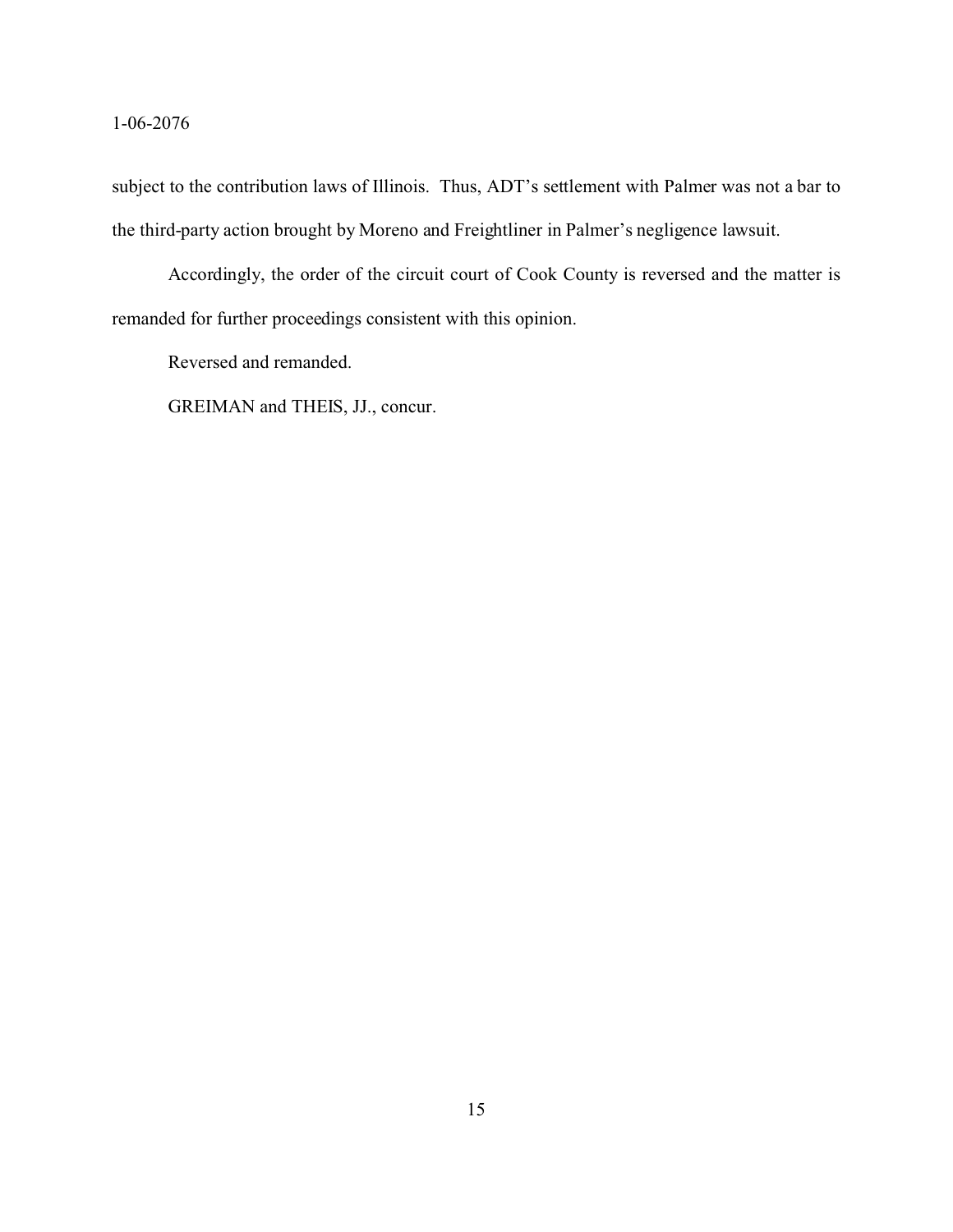subject to the contribution laws of Illinois. Thus, ADT's settlement with Palmer was not a bar to the third-party action brought by Moreno and Freightliner in Palmer's negligence lawsuit.

Accordingly, the order of the circuit court of Cook County is reversed and the matter is remanded for further proceedings consistent with this opinion.

Reversed and remanded.

GREIMAN and THEIS, JJ., concur.